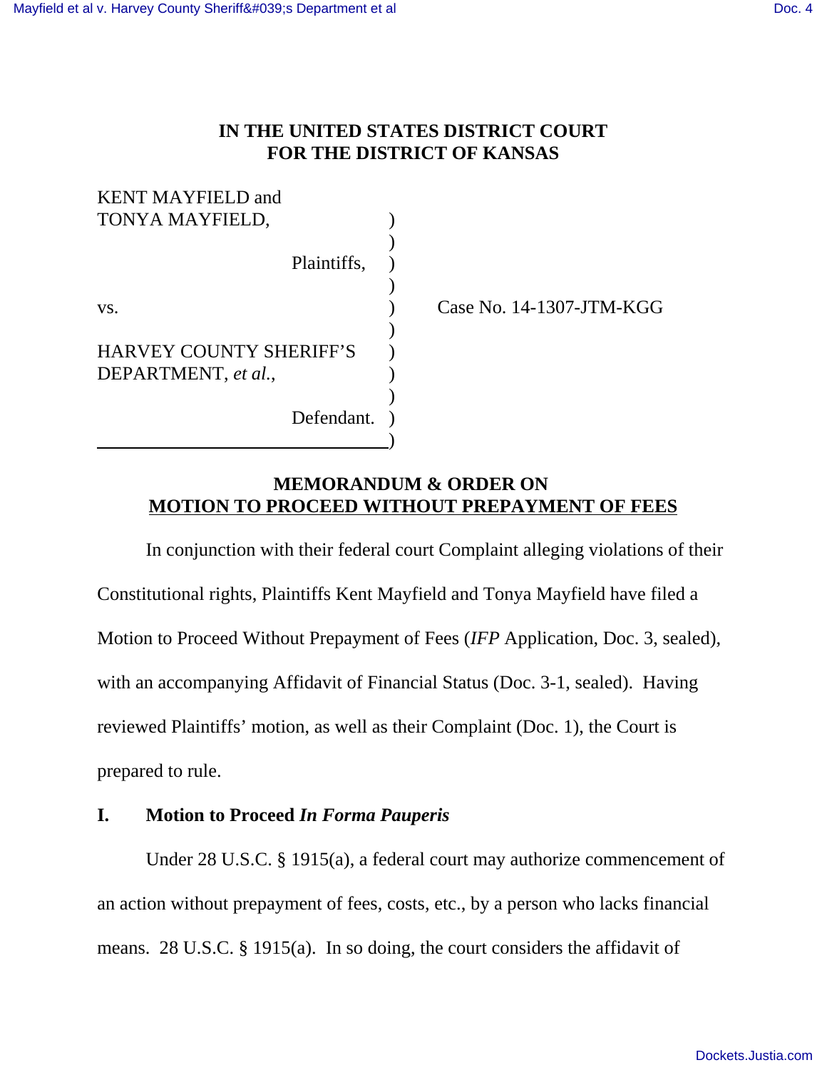**IN THE UNITED STATES DISTRICT COURT**
**FOR THE DISTRICT OF KANSAS**

KENT MAYFIELD and
TONYA MAYFIELD,

Plaintiffs,

vs. Case No. 14-1307-JTM-KGG

HARVEY COUNTY SHERIFF'S
DEPARTMENT, *et al.*,

Defendant.

## MEMORANDUM & ORDER ON MOTION TO PROCEED WITHOUT PREPAYMENT OF FEES

In conjunction with their federal court Complaint alleging violations of their Constitutional rights, Plaintiffs Kent Mayfield and Tonya Mayfield have filed a Motion to Proceed Without Prepayment of Fees (*IFP* Application, Doc. 3, sealed), with an accompanying Affidavit of Financial Status (Doc. 3-1, sealed). Having reviewed Plaintiffs' motion, as well as their Complaint (Doc. 1), the Court is prepared to rule.

### I. Motion to Proceed *In Forma Pauperis*

Under 28 U.S.C. § 1915(a), a federal court may authorize commencement of an action without prepayment of fees, costs, etc., by a person who lacks financial means. 28 U.S.C. § 1915(a). In so doing, the court considers the affidavit of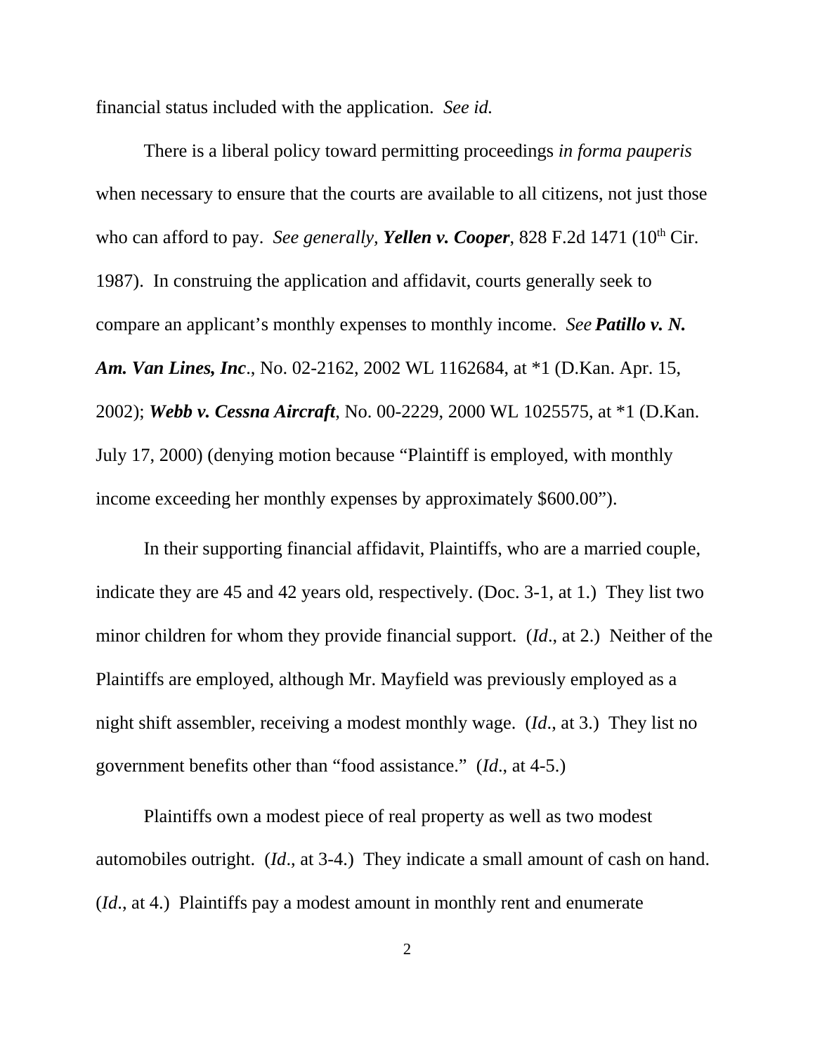financial status included with the application. *See id.*

There is a liberal policy toward permitting proceedings *in forma pauperis* when necessary to ensure that the courts are available to all citizens, not just those who can afford to pay. *See generally*, ***Yellen v. Cooper***, 828 F.2d 1471 (10th Cir. 1987). In construing the application and affidavit, courts generally seek to compare an applicant's monthly expenses to monthly income. *See* ***Patillo v. N. Am. Van Lines, Inc***., No. 02-2162, 2002 WL 1162684, at *1 (D.Kan. Apr. 15, 2002); ***Webb v. Cessna Aircraft***, No. 00-2229, 2000 WL 1025575, at *1 (D.Kan. July 17, 2000) (denying motion because "Plaintiff is employed, with monthly income exceeding her monthly expenses by approximately $600.00").

In their supporting financial affidavit, Plaintiffs, who are a married couple, indicate they are 45 and 42 years old, respectively. (Doc. 3-1, at 1.) They list two minor children for whom they provide financial support. (*Id*., at 2.) Neither of the Plaintiffs are employed, although Mr. Mayfield was previously employed as a night shift assembler, receiving a modest monthly wage. (*Id*., at 3.) They list no government benefits other than "food assistance." (*Id*., at 4-5.)

Plaintiffs own a modest piece of real property as well as two modest automobiles outright. (*Id*., at 3-4.) They indicate a small amount of cash on hand. (*Id*., at 4.) Plaintiffs pay a modest amount in monthly rent and enumerate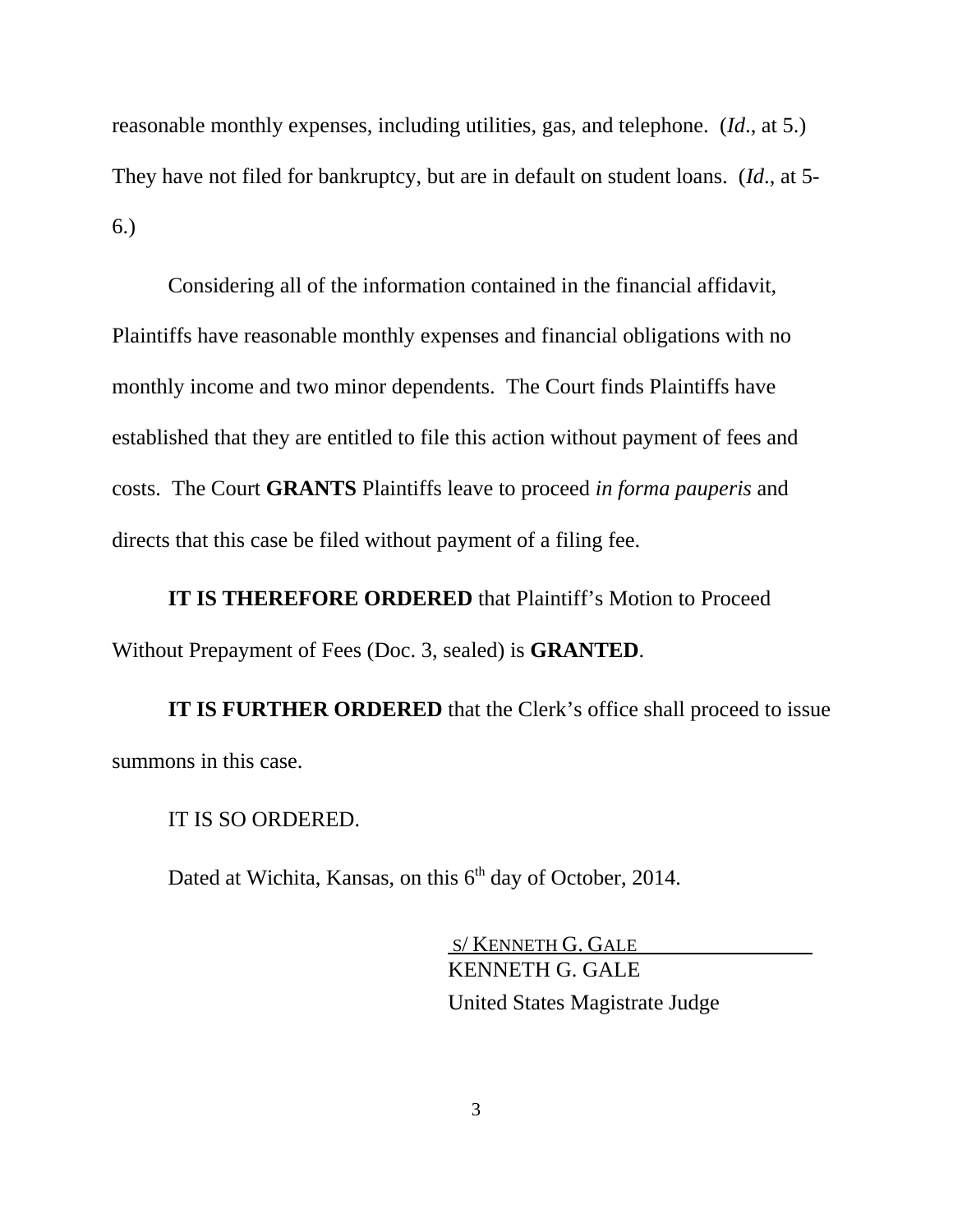reasonable monthly expenses, including utilities, gas, and telephone. (*Id*., at 5.) They have not filed for bankruptcy, but are in default on student loans. (*Id*., at 5-6.)

Considering all of the information contained in the financial affidavit, Plaintiffs have reasonable monthly expenses and financial obligations with no monthly income and two minor dependents. The Court finds Plaintiffs have established that they are entitled to file this action without payment of fees and costs. The Court **GRANTS** Plaintiffs leave to proceed *in forma pauperis* and directs that this case be filed without payment of a filing fee.

**IT IS THEREFORE ORDERED** that Plaintiff's Motion to Proceed Without Prepayment of Fees (Doc. 3, sealed) is **GRANTED**.

**IT IS FURTHER ORDERED** that the Clerk's office shall proceed to issue summons in this case.

IT IS SO ORDERED.

Dated at Wichita, Kansas, on this 6th day of October, 2014.

S/ KENNETH G. GALE
KENNETH G. GALE
United States Magistrate Judge